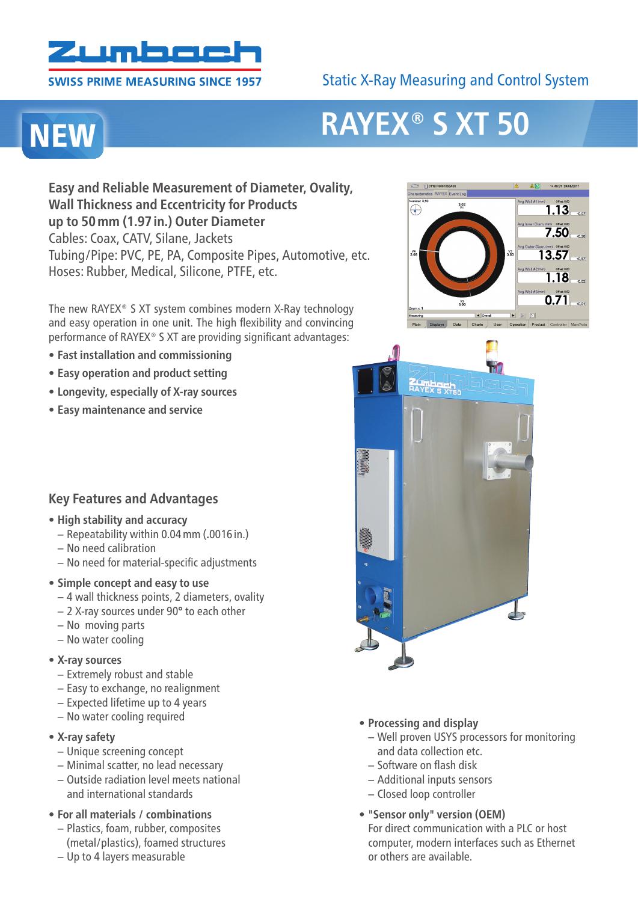Zumbach

SWISS PRIME MEASURING SINCE 1957

Static X-Ray Measuring and Control System

NEW

# RAYEX® S XT 50

**Easy and Reliable Measurement of Diameter, Ovality, Wall Thickness and Eccentricity for Products up to 50 mm (1.97 in.) Outer Diameter**

Cables: Coax, CATV, Silane, Jackets
Tubing/Pipe: PVC, PE, PA, Composite Pipes, Automotive, etc.
Hoses: Rubber, Medical, Silicone, PTFE, etc.

The new RAYEX® S XT system combines modern X-Ray technology and easy operation in one unit. The high flexibility and convincing performance of RAYEX® S XT are providing significant advantages:

- **Fast installation and commissioning**
- **Easy operation and product setting**
- **Longevity, especially of X-ray sources**
- **Easy maintenance and service**

## Key Features and Advantages

- **High stability and accuracy**
  - Repeatability within 0.04 mm (.0016 in.)
  - No need calibration
  - No need for material-specific adjustments
- **Simple concept and easy to use**
  - 4 wall thickness points, 2 diameters, ovality
  - 2 X-ray sources under 90° to each other
  - No moving parts
  - No water cooling
- **X-ray sources**
  - Extremely robust and stable
  - Easy to exchange, no realignment
  - Expected lifetime up to 4 years
  - No water cooling required
- **X-ray safety**
  - Unique screening concept
  - Minimal scatter, no lead necessary
  - Outside radiation level meets national and international standards
- **For all materials / combinations**
  - Plastics, foam, rubber, composites (metal/plastics), foamed structures
  - Up to 4 layers measurable
- **Processing and display**
  - Well proven USYS processors for monitoring and data collection etc.
  - Software on flash disk
  - Additional inputs sensors
  - Closed loop controller
- **"Sensor only" version (OEM)**
  For direct communication with a PLC or host computer, modern interfaces such as Ethernet or others are available.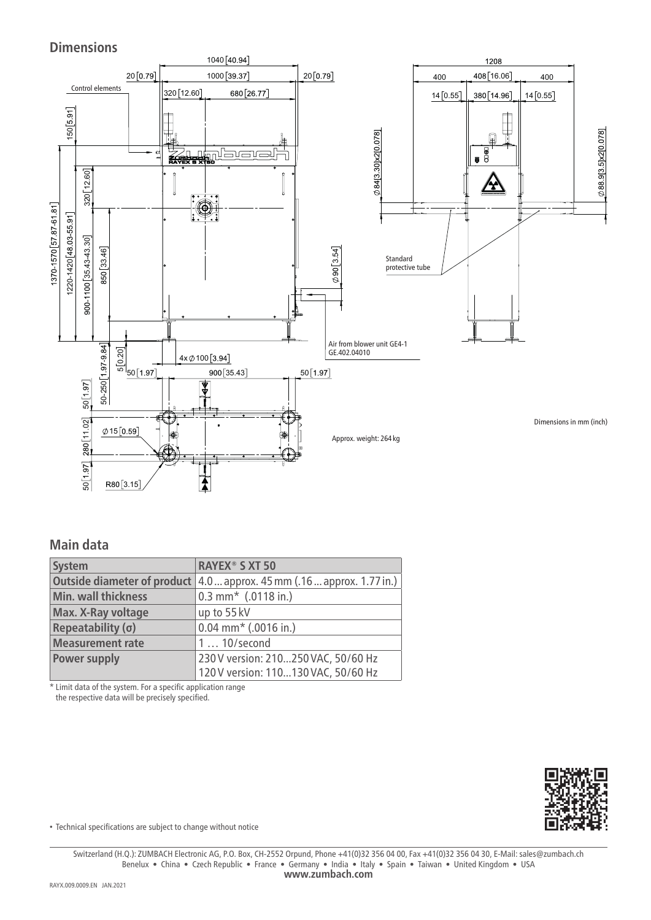## Dimensions

1040 [40.94]
20 [0.79]
1000 [39.37]
20 [0.79]
Control elements
320 [12.60]
680 [26.77]
150 [5.91]
1370-1570 [57.87-61.81]
1220-1420 [48.03-55.91]
900-1100 [35.43-43.30]
320 [12.60]
850 [33.46]
Ø 90 [3.54]
5 [0.20]
50-250 [1.97-9.84]
4x Ø 100 [3.94]
50 [1.97]
900 [35.43]
50 [1.97]
Air from blower unit GE4-1 GE.402.04010
50 [1.97]
280 [11.02]
50 [1.97]
Ø 15 [0.59]
R80 [3.15]

1208
400
408 [16.06]
400
14 [0.55]
380 [14.96]
14 [0.55]
Ø 84 [3.30] x2 [0.078]
Ø 88.9 [3.5] x2 [0.078]
Standard protective tube

Dimensions in mm (inch)

Approx. weight: 264 kg

## Main data

| System | RAYEX® S XT 50 |
|---|---|
| **Outside diameter of product** | 4.0 ... approx. 45 mm (.16 ... approx. 1.77 in.) |
| **Min. wall thickness** | 0.3 mm* (.0118 in.) |
| **Max. X-Ray voltage** | up to 55 kV |
| **Repeatability (σ)** | 0.04 mm* (.0016 in.) |
| **Measurement rate** | 1 … 10/second |
| **Power supply** | 230 V version: 210...250 VAC, 50/60 Hz<br>120 V version: 110...130 VAC, 50/60 Hz |

* Limit data of the system. For a specific application range the respective data will be precisely specified.

• Technical specifications are subject to change without notice

Switzerland (H.Q.): ZUMBACH Electronic AG, P.O. Box, CH-2552 Orpund, Phone +41(0)32 356 04 00, Fax +41(0)32 356 04 30, E-Mail: sales@zumbach.ch
Benelux • China • Czech Republic • France • Germany • India • Italy • Spain • Taiwan • United Kingdom • USA
**www.zumbach.com**

RAYX.009.0009.EN JAN.2021